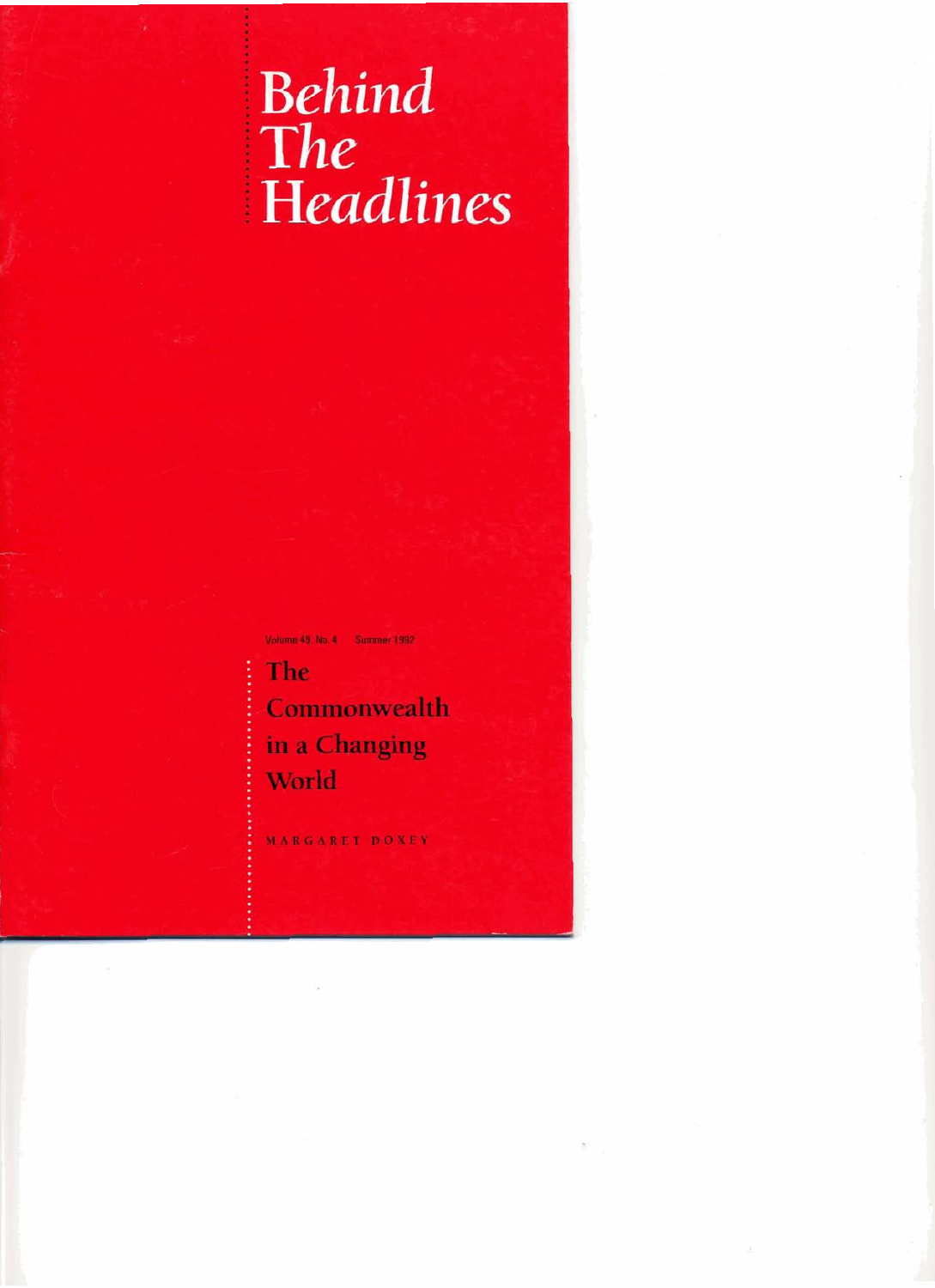# Behind The Headlines

Volume 49, No. 4 Summer 1992

## The Commonwealth in a Changing World

MARGARET DOXEY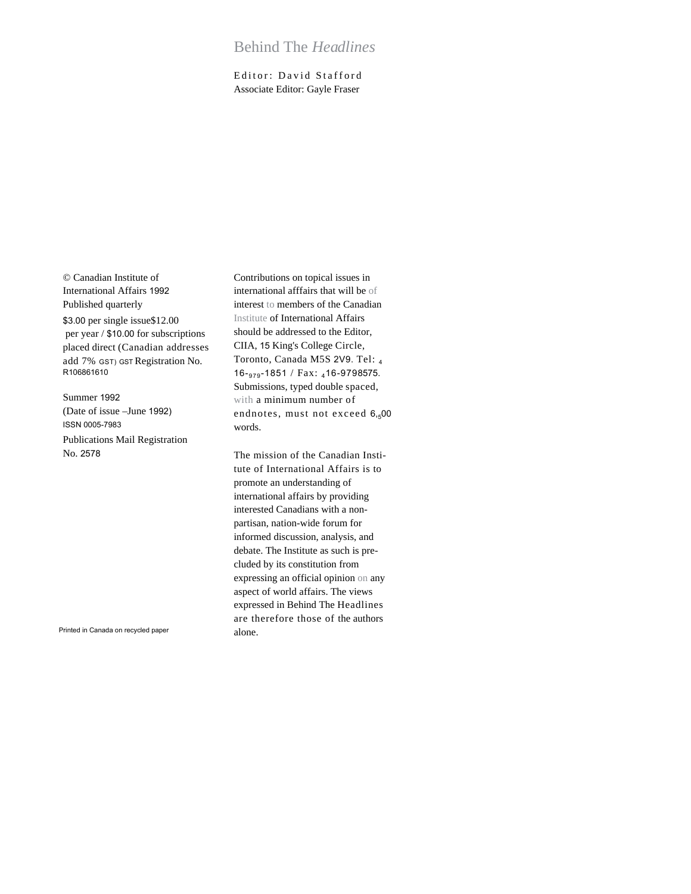# Behind The *Headlines*

Editor: David Stafford
Associate Editor: Gayle Fraser

© Canadian Institute of International Affairs 1992
Published quarterly

$3.00 per single issue $12.00 per year / $10.00 for subscriptions placed direct (Canadian addresses add 7% GST) GST Registration No. R106861610

Summer 1992
(Date of issue –June 1992)
ISSN 0005-7983

Publications Mail Registration No. 2578

Printed in Canada on recycled paper

Contributions on topical issues in international afffairs that will be of interest to members of the Canadian Institute of International Affairs should be addressed to the Editor, CIIA, 15 King's College Circle, Toronto, Canada M5S 2V9. Tel: 416-979-1851 / Fax: 416-9798575. Submissions, typed double spaced, with a minimum number of endnotes, must not exceed 6,500 words.

The mission of the Canadian Institute of International Affairs is to promote an understanding of international affairs by providing interested Canadians with a non-partisan, nation-wide forum for informed discussion, analysis, and debate. The Institute as such is precluded by its constitution from expressing an official opinion on any aspect of world affairs. The views expressed in Behind The Headlines are therefore those of the authors alone.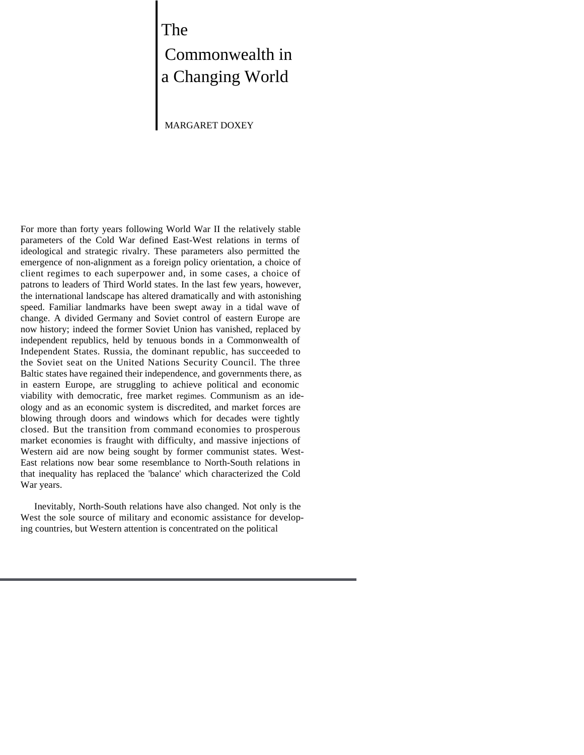# The Commonwealth in a Changing World

MARGARET DOXEY

For more than forty years following World War II the relatively stable parameters of the Cold War defined East-West relations in terms of ideological and strategic rivalry. These parameters also permitted the emergence of non-alignment as a foreign policy orientation, a choice of client regimes to each superpower and, in some cases, a choice of patrons to leaders of Third World states. In the last few years, however, the international landscape has altered dramatically and with astonishing speed. Familiar landmarks have been swept away in a tidal wave of change. A divided Germany and Soviet control of eastern Europe are now history; indeed the former Soviet Union has vanished, replaced by independent republics, held by tenuous bonds in a Commonwealth of Independent States. Russia, the dominant republic, has succeeded to the Soviet seat on the United Nations Security Council. The three Baltic states have regained their independence, and governments there, as in eastern Europe, are struggling to achieve political and economic viability with democratic, free market regimes. Communism as an ideology and as an economic system is discredited, and market forces are blowing through doors and windows which for decades were tightly closed. But the transition from command economies to prosperous market economies is fraught with difficulty, and massive injections of Western aid are now being sought by former communist states. West-East relations now bear some resemblance to North-South relations in that inequality has replaced the 'balance' which characterized the Cold War years.

Inevitably, North-South relations have also changed. Not only is the West the sole source of military and economic assistance for developing countries, but Western attention is concentrated on the political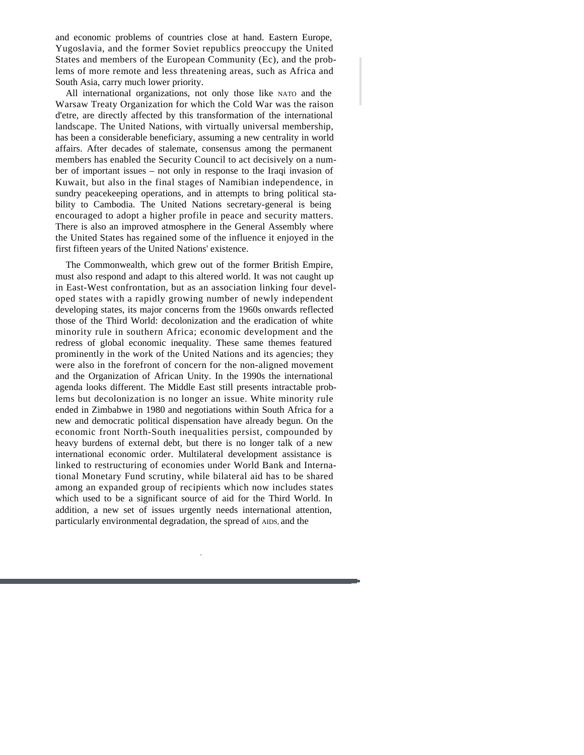and economic problems of countries close at hand. Eastern Europe, Yugoslavia, and the former Soviet republics preoccupy the United States and members of the European Community (Ec), and the problems of more remote and less threatening areas, such as Africa and South Asia, carry much lower priority.

All international organizations, not only those like NATO and the Warsaw Treaty Organization for which the Cold War was the raison d'etre, are directly affected by this transformation of the international landscape. The United Nations, with virtually universal membership, has been a considerable beneficiary, assuming a new centrality in world affairs. After decades of stalemate, consensus among the permanent members has enabled the Security Council to act decisively on a number of important issues – not only in response to the Iraqi invasion of Kuwait, but also in the final stages of Namibian independence, in sundry peacekeeping operations, and in attempts to bring political stability to Cambodia. The United Nations secretary-general is being encouraged to adopt a higher profile in peace and security matters. There is also an improved atmosphere in the General Assembly where the United States has regained some of the influence it enjoyed in the first fifteen years of the United Nations' existence.

The Commonwealth, which grew out of the former British Empire, must also respond and adapt to this altered world. It was not caught up in East-West confrontation, but as an association linking four developed states with a rapidly growing number of newly independent developing states, its major concerns from the 1960s onwards reflected those of the Third World: decolonization and the eradication of white minority rule in southern Africa; economic development and the redress of global economic inequality. These same themes featured prominently in the work of the United Nations and its agencies; they were also in the forefront of concern for the non-aligned movement and the Organization of African Unity. In the 1990s the international agenda looks different. The Middle East still presents intractable problems but decolonization is no longer an issue. White minority rule ended in Zimbabwe in 1980 and negotiations within South Africa for a new and democratic political dispensation have already begun. On the economic front North-South inequalities persist, compounded by heavy burdens of external debt, but there is no longer talk of a new international economic order. Multilateral development assistance is linked to restructuring of economies under World Bank and International Monetary Fund scrutiny, while bilateral aid has to be shared among an expanded group of recipients which now includes states which used to be a significant source of aid for the Third World. In addition, a new set of issues urgently needs international attention, particularly environmental degradation, the spread of AIDS, and the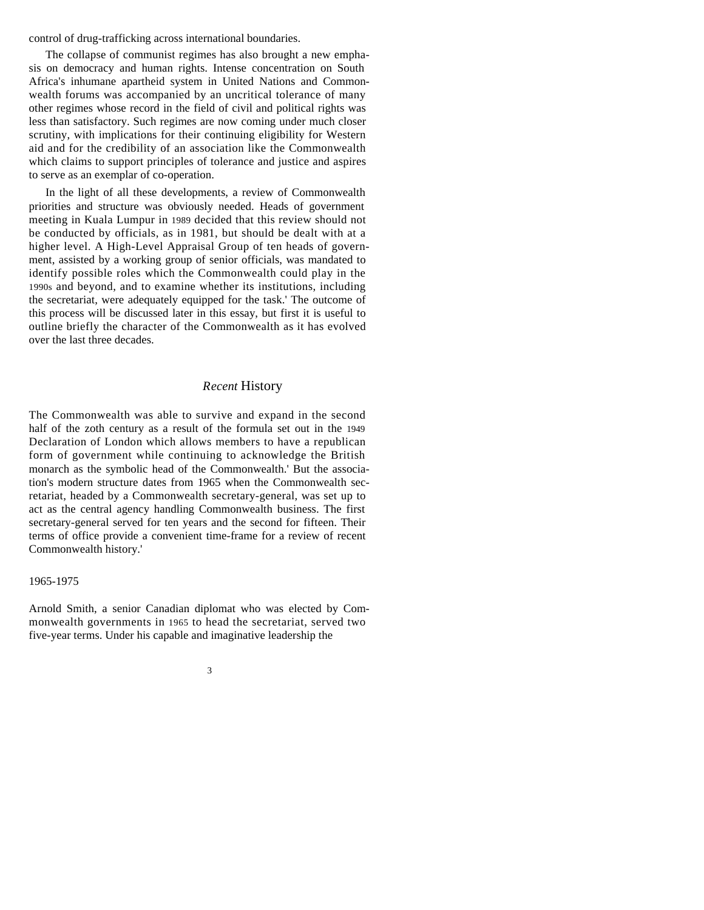control of drug-trafficking across international boundaries.

The collapse of communist regimes has also brought a new emphasis on democracy and human rights. Intense concentration on South Africa's inhumane apartheid system in United Nations and Commonwealth forums was accompanied by an uncritical tolerance of many other regimes whose record in the field of civil and political rights was less than satisfactory. Such regimes are now coming under much closer scrutiny, with implications for their continuing eligibility for Western aid and for the credibility of an association like the Commonwealth which claims to support principles of tolerance and justice and aspires to serve as an exemplar of co-operation.

In the light of all these developments, a review of Commonwealth priorities and structure was obviously needed. Heads of government meeting in Kuala Lumpur in 1989 decided that this review should not be conducted by officials, as in 1981, but should be dealt with at a higher level. A High-Level Appraisal Group of ten heads of government, assisted by a working group of senior officials, was mandated to identify possible roles which the Commonwealth could play in the 1990s and beyond, and to examine whether its institutions, including the secretariat, were adequately equipped for the task.' The outcome of this process will be discussed later in this essay, but first it is useful to outline briefly the character of the Commonwealth as it has evolved over the last three decades.

## *Recent* History

The Commonwealth was able to survive and expand in the second half of the zoth century as a result of the formula set out in the 1949 Declaration of London which allows members to have a republican form of government while continuing to acknowledge the British monarch as the symbolic head of the Commonwealth.' But the association's modern structure dates from 1965 when the Commonwealth secretariat, headed by a Commonwealth secretary-general, was set up to act as the central agency handling Commonwealth business. The first secretary-general served for ten years and the second for fifteen. Their terms of office provide a convenient time-frame for a review of recent Commonwealth history.'

### 1965-1975

Arnold Smith, a senior Canadian diplomat who was elected by Commonwealth governments in 1965 to head the secretariat, served two five-year terms. Under his capable and imaginative leadership the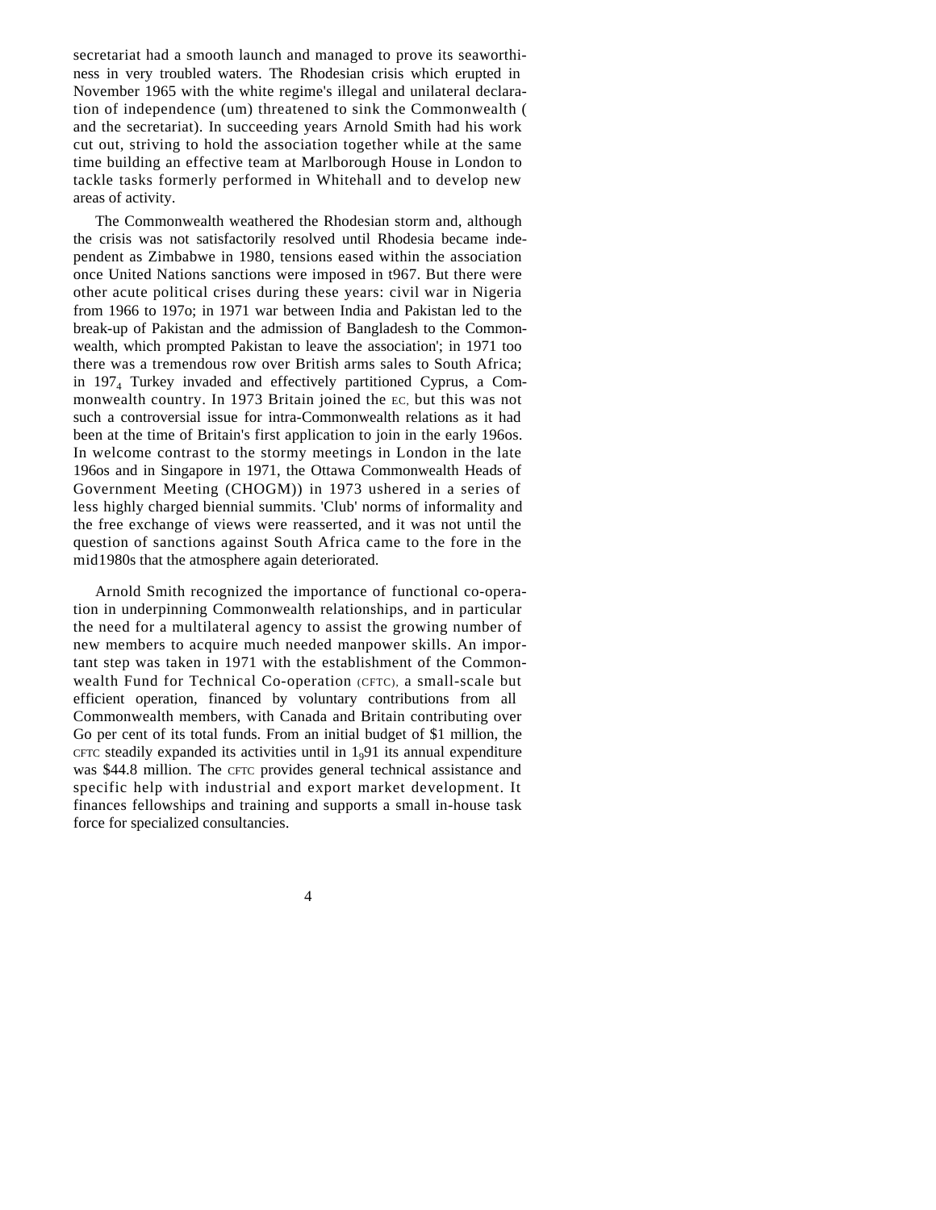secretariat had a smooth launch and managed to prove its seaworthiness in very troubled waters. The Rhodesian crisis which erupted in November 1965 with the white regime's illegal and unilateral declaration of independence (um) threatened to sink the Commonwealth ( and the secretariat). In succeeding years Arnold Smith had his work cut out, striving to hold the association together while at the same time building an effective team at Marlborough House in London to tackle tasks formerly performed in Whitehall and to develop new areas of activity.

The Commonwealth weathered the Rhodesian storm and, although the crisis was not satisfactorily resolved until Rhodesia became independent as Zimbabwe in 1980, tensions eased within the association once United Nations sanctions were imposed in t967. But there were other acute political crises during these years: civil war in Nigeria from 1966 to 197o; in 1971 war between India and Pakistan led to the break-up of Pakistan and the admission of Bangladesh to the Commonwealth, which prompted Pakistan to leave the association'; in 1971 too there was a tremendous row over British arms sales to South Africa; in 1974 Turkey invaded and effectively partitioned Cyprus, a Commonwealth country. In 1973 Britain joined the EC, but this was not such a controversial issue for intra-Commonwealth relations as it had been at the time of Britain's first application to join in the early 196os. In welcome contrast to the stormy meetings in London in the late 196os and in Singapore in 1971, the Ottawa Commonwealth Heads of Government Meeting (CHOGM)) in 1973 ushered in a series of less highly charged biennial summits. 'Club' norms of informality and the free exchange of views were reasserted, and it was not until the question of sanctions against South Africa came to the fore in the mid1980s that the atmosphere again deteriorated.

Arnold Smith recognized the importance of functional co-operation in underpinning Commonwealth relationships, and in particular the need for a multilateral agency to assist the growing number of new members to acquire much needed manpower skills. An important step was taken in 1971 with the establishment of the Commonwealth Fund for Technical Co-operation (CFTC), a small-scale but efficient operation, financed by voluntary contributions from all Commonwealth members, with Canada and Britain contributing over Go per cent of its total funds. From an initial budget of $1 million, the CFTC steadily expanded its activities until in 1991 its annual expenditure was $44.8 million. The CFTC provides general technical assistance and specific help with industrial and export market development. It finances fellowships and training and supports a small in-house task force for specialized consultancies.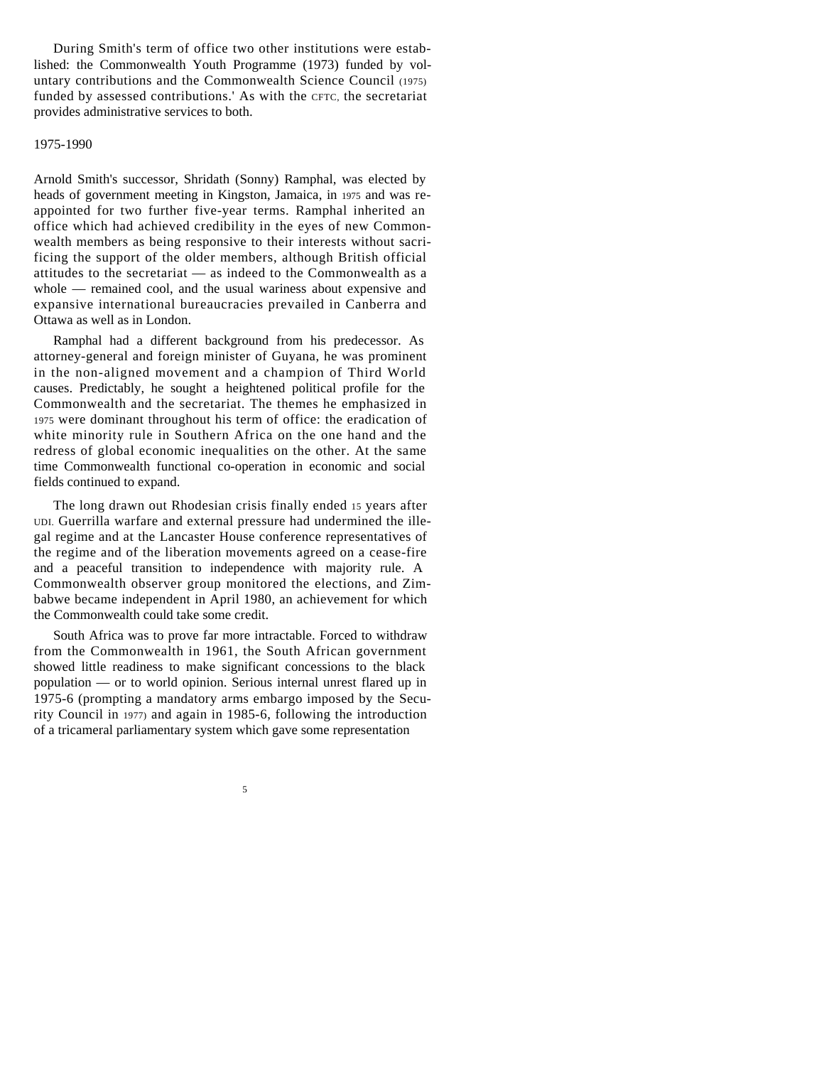During Smith's term of office two other institutions were established: the Commonwealth Youth Programme (1973) funded by voluntary contributions and the Commonwealth Science Council (1975) funded by assessed contributions.' As with the CFTC, the secretariat provides administrative services to both.

## 1975-1990

Arnold Smith's successor, Shridath (Sonny) Ramphal, was elected by heads of government meeting in Kingston, Jamaica, in 1975 and was reappointed for two further five-year terms. Ramphal inherited an office which had achieved credibility in the eyes of new Commonwealth members as being responsive to their interests without sacrificing the support of the older members, although British official attitudes to the secretariat — as indeed to the Commonwealth as a whole — remained cool, and the usual wariness about expensive and expansive international bureaucracies prevailed in Canberra and Ottawa as well as in London.

Ramphal had a different background from his predecessor. As attorney-general and foreign minister of Guyana, he was prominent in the non-aligned movement and a champion of Third World causes. Predictably, he sought a heightened political profile for the Commonwealth and the secretariat. The themes he emphasized in 1975 were dominant throughout his term of office: the eradication of white minority rule in Southern Africa on the one hand and the redress of global economic inequalities on the other. At the same time Commonwealth functional co-operation in economic and social fields continued to expand.

The long drawn out Rhodesian crisis finally ended 15 years after UDI. Guerrilla warfare and external pressure had undermined the illegal regime and at the Lancaster House conference representatives of the regime and of the liberation movements agreed on a cease-fire and a peaceful transition to independence with majority rule. A Commonwealth observer group monitored the elections, and Zimbabwe became independent in April 1980, an achievement for which the Commonwealth could take some credit.

South Africa was to prove far more intractable. Forced to withdraw from the Commonwealth in 1961, the South African government showed little readiness to make significant concessions to the black population — or to world opinion. Serious internal unrest flared up in 1975-6 (prompting a mandatory arms embargo imposed by the Security Council in 1977) and again in 1985-6, following the introduction of a tricameral parliamentary system which gave some representation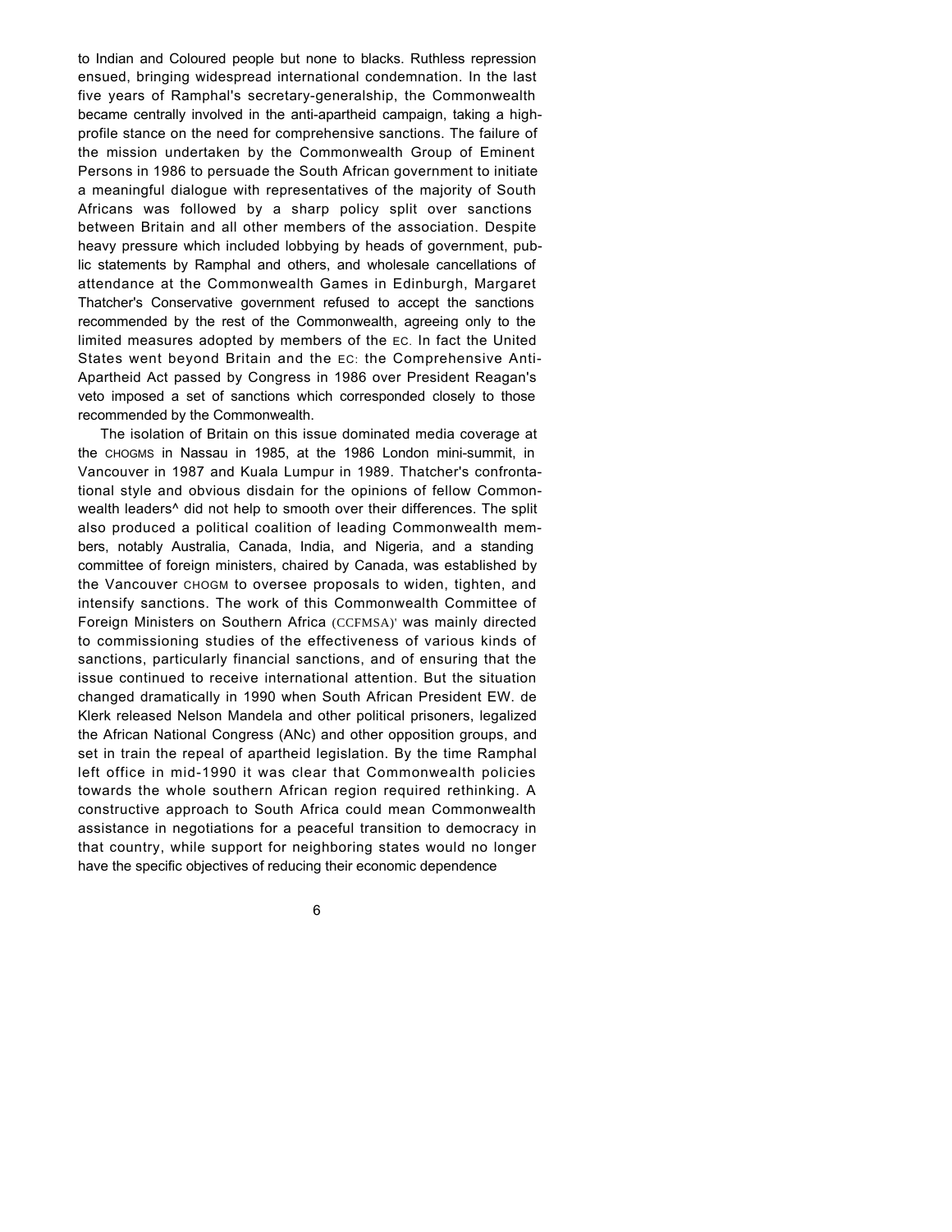to Indian and Coloured people but none to blacks. Ruthless repression ensued, bringing widespread international condemnation. In the last five years of Ramphal's secretary-generalship, the Commonwealth became centrally involved in the anti-apartheid campaign, taking a high-profile stance on the need for comprehensive sanctions. The failure of the mission undertaken by the Commonwealth Group of Eminent Persons in 1986 to persuade the South African government to initiate a meaningful dialogue with representatives of the majority of South Africans was followed by a sharp policy split over sanctions between Britain and all other members of the association. Despite heavy pressure which included lobbying by heads of government, public statements by Ramphal and others, and wholesale cancellations of attendance at the Commonwealth Games in Edinburgh, Margaret Thatcher's Conservative government refused to accept the sanctions recommended by the rest of the Commonwealth, agreeing only to the limited measures adopted by members of the EC. In fact the United States went beyond Britain and the EC: the Comprehensive Anti-Apartheid Act passed by Congress in 1986 over President Reagan's veto imposed a set of sanctions which corresponded closely to those recommended by the Commonwealth.

The isolation of Britain on this issue dominated media coverage at the CHOGMS in Nassau in 1985, at the 1986 London mini-summit, in Vancouver in 1987 and Kuala Lumpur in 1989. Thatcher's confrontational style and obvious disdain for the opinions of fellow Commonwealth leaders^ did not help to smooth over their differences. The split also produced a political coalition of leading Commonwealth members, notably Australia, Canada, India, and Nigeria, and a standing committee of foreign ministers, chaired by Canada, was established by the Vancouver CHOGM to oversee proposals to widen, tighten, and intensify sanctions. The work of this Commonwealth Committee of Foreign Ministers on Southern Africa (CCFMSA)' was mainly directed to commissioning studies of the effectiveness of various kinds of sanctions, particularly financial sanctions, and of ensuring that the issue continued to receive international attention. But the situation changed dramatically in 1990 when South African President EW. de Klerk released Nelson Mandela and other political prisoners, legalized the African National Congress (ANc) and other opposition groups, and set in train the repeal of apartheid legislation. By the time Ramphal left office in mid-1990 it was clear that Commonwealth policies towards the whole southern African region required rethinking. A constructive approach to South Africa could mean Commonwealth assistance in negotiations for a peaceful transition to democracy in that country, while support for neighboring states would no longer have the specific objectives of reducing their economic dependence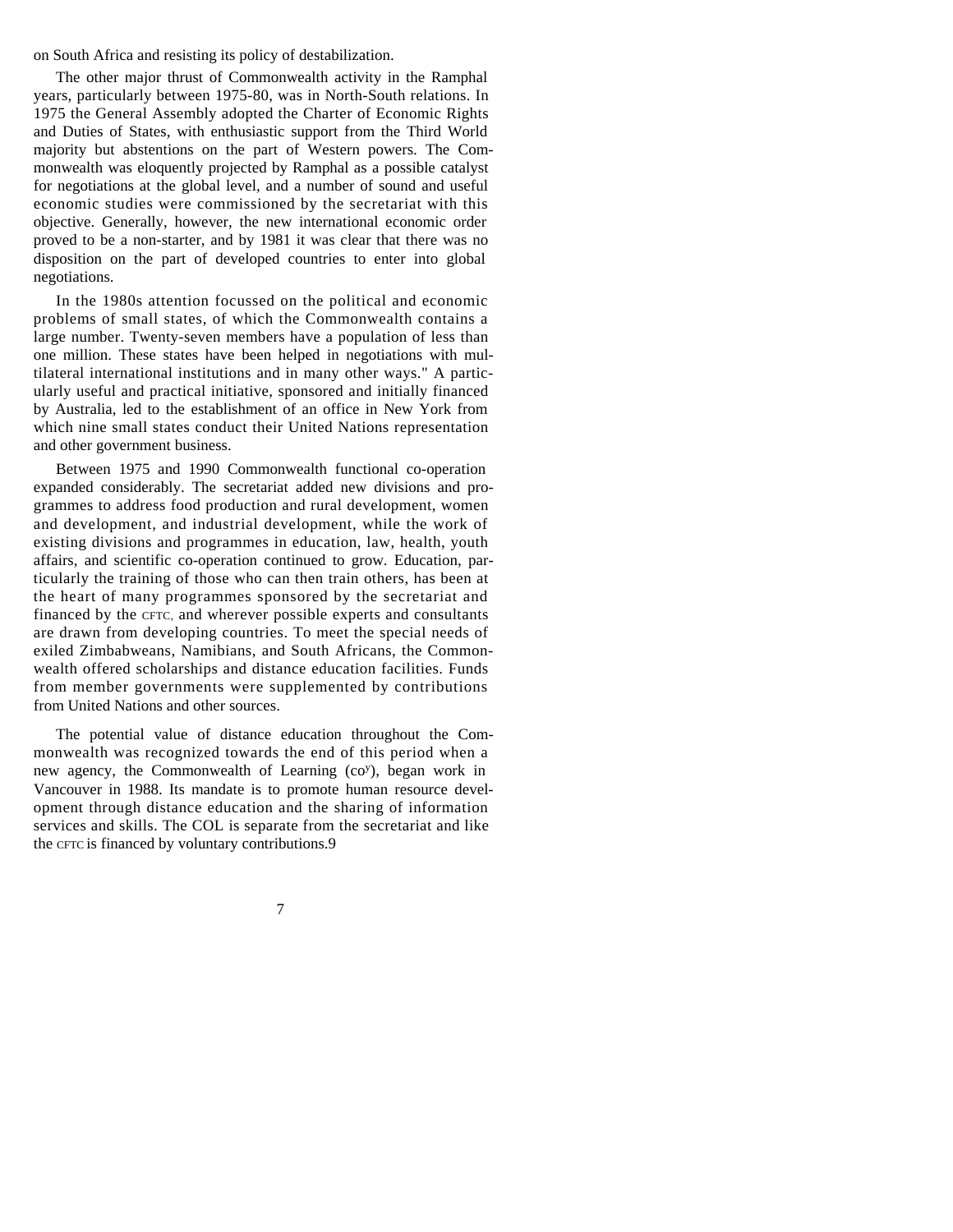on South Africa and resisting its policy of destabilization.

The other major thrust of Commonwealth activity in the Ramphal years, particularly between 1975-80, was in North-South relations. In 1975 the General Assembly adopted the Charter of Economic Rights and Duties of States, with enthusiastic support from the Third World majority but abstentions on the part of Western powers. The Commonwealth was eloquently projected by Ramphal as a possible catalyst for negotiations at the global level, and a number of sound and useful economic studies were commissioned by the secretariat with this objective. Generally, however, the new international economic order proved to be a non-starter, and by 1981 it was clear that there was no disposition on the part of developed countries to enter into global negotiations.

In the 1980s attention focussed on the political and economic problems of small states, of which the Commonwealth contains a large number. Twenty-seven members have a population of less than one million. These states have been helped in negotiations with multilateral international institutions and in many other ways." A particularly useful and practical initiative, sponsored and initially financed by Australia, led to the establishment of an office in New York from which nine small states conduct their United Nations representation and other government business.

Between 1975 and 1990 Commonwealth functional co-operation expanded considerably. The secretariat added new divisions and programmes to address food production and rural development, women and development, and industrial development, while the work of existing divisions and programmes in education, law, health, youth affairs, and scientific co-operation continued to grow. Education, particularly the training of those who can then train others, has been at the heart of many programmes sponsored by the secretariat and financed by the CFTC, and wherever possible experts and consultants are drawn from developing countries. To meet the special needs of exiled Zimbabweans, Namibians, and South Africans, the Commonwealth offered scholarships and distance education facilities. Funds from member governments were supplemented by contributions from United Nations and other sources.

The potential value of distance education throughout the Commonwealth was recognized towards the end of this period when a new agency, the Commonwealth of Learning (COL), began work in Vancouver in 1988. Its mandate is to promote human resource development through distance education and the sharing of information services and skills. The COL is separate from the secretariat and like the CFTC is financed by voluntary contributions.[9]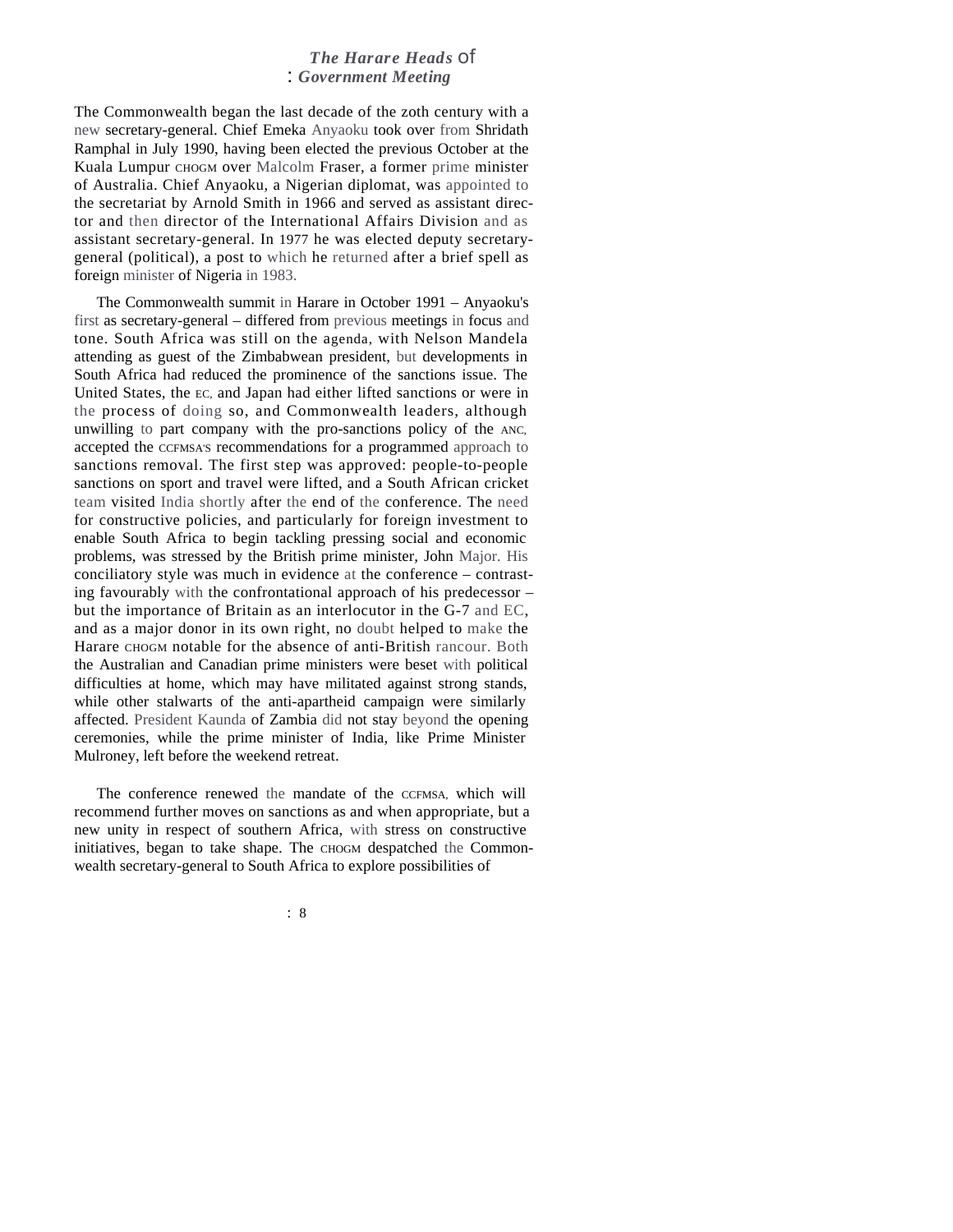## *The Harare Heads of Government Meeting*

The Commonwealth began the last decade of the zoth century with a new secretary-general. Chief Emeka Anyaoku took over from Shridath Ramphal in July 1990, having been elected the previous October at the Kuala Lumpur CHOGM over Malcolm Fraser, a former prime minister of Australia. Chief Anyaoku, a Nigerian diplomat, was appointed to the secretariat by Arnold Smith in 1966 and served as assistant director and then director of the International Affairs Division and as assistant secretary-general. In 1977 he was elected deputy secretary-general (political), a post to which he returned after a brief spell as foreign minister of Nigeria in 1983.

The Commonwealth summit in Harare in October 1991 – Anyaoku's first as secretary-general – differed from previous meetings in focus and tone. South Africa was still on the agenda, with Nelson Mandela attending as guest of the Zimbabwean president, but developments in South Africa had reduced the prominence of the sanctions issue. The United States, the EC, and Japan had either lifted sanctions or were in the process of doing so, and Commonwealth leaders, although unwilling to part company with the pro-sanctions policy of the ANC, accepted the CCFMSA's recommendations for a programmed approach to sanctions removal. The first step was approved: people-to-people sanctions on sport and travel were lifted, and a South African cricket team visited India shortly after the end of the conference. The need for constructive policies, and particularly for foreign investment to enable South Africa to begin tackling pressing social and economic problems, was stressed by the British prime minister, John Major. His conciliatory style was much in evidence at the conference – contrasting favourably with the confrontational approach of his predecessor – but the importance of Britain as an interlocutor in the G-7 and EC, and as a major donor in its own right, no doubt helped to make the Harare CHOGM notable for the absence of anti-British rancour. Both the Australian and Canadian prime ministers were beset with political difficulties at home, which may have militated against strong stands, while other stalwarts of the anti-apartheid campaign were similarly affected. President Kaunda of Zambia did not stay beyond the opening ceremonies, while the prime minister of India, like Prime Minister Mulroney, left before the weekend retreat.

The conference renewed the mandate of the CCFMSA, which will recommend further moves on sanctions as and when appropriate, but a new unity in respect of southern Africa, with stress on constructive initiatives, began to take shape. The CHOGM despatched the Commonwealth secretary-general to South Africa to explore possibilities of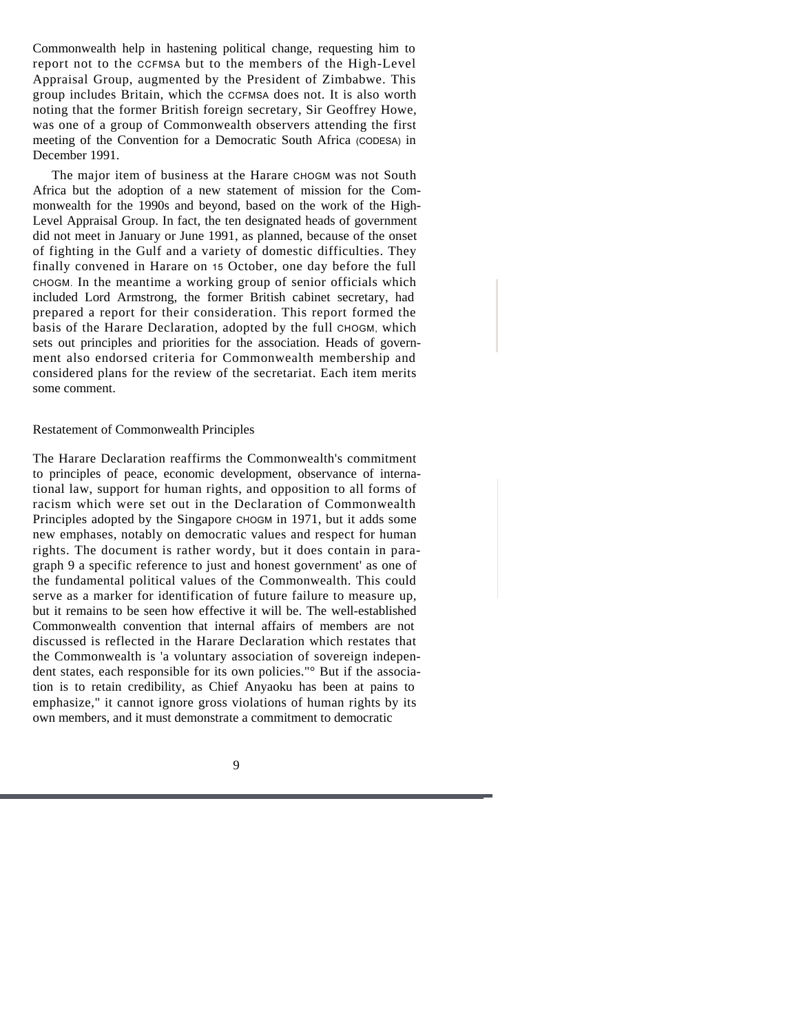Commonwealth help in hastening political change, requesting him to report not to the CCFMSA but to the members of the High-Level Appraisal Group, augmented by the President of Zimbabwe. This group includes Britain, which the CCFMSA does not. It is also worth noting that the former British foreign secretary, Sir Geoffrey Howe, was one of a group of Commonwealth observers attending the first meeting of the Convention for a Democratic South Africa (CODESA) in December 1991.

The major item of business at the Harare CHOGM was not South Africa but the adoption of a new statement of mission for the Commonwealth for the 1990s and beyond, based on the work of the High-Level Appraisal Group. In fact, the ten designated heads of government did not meet in January or June 1991, as planned, because of the onset of fighting in the Gulf and a variety of domestic difficulties. They finally convened in Harare on 15 October, one day before the full CHOGM. In the meantime a working group of senior officials which included Lord Armstrong, the former British cabinet secretary, had prepared a report for their consideration. This report formed the basis of the Harare Declaration, adopted by the full CHOGM, which sets out principles and priorities for the association. Heads of government also endorsed criteria for Commonwealth membership and considered plans for the review of the secretariat. Each item merits some comment.

## Restatement of Commonwealth Principles

The Harare Declaration reaffirms the Commonwealth's commitment to principles of peace, economic development, observance of international law, support for human rights, and opposition to all forms of racism which were set out in the Declaration of Commonwealth Principles adopted by the Singapore CHOGM in 1971, but it adds some new emphases, notably on democratic values and respect for human rights. The document is rather wordy, but it does contain in paragraph 9 a specific reference to just and honest government' as one of the fundamental political values of the Commonwealth. This could serve as a marker for identification of future failure to measure up, but it remains to be seen how effective it will be. The well-established Commonwealth convention that internal affairs of members are not discussed is reflected in the Harare Declaration which restates that the Commonwealth is 'a voluntary association of sovereign independent states, each responsible for its own policies.'[10] But if the association is to retain credibility, as Chief Anyaoku has been at pains to emphasize,[11] it cannot ignore gross violations of human rights by its own members, and it must demonstrate a commitment to democratic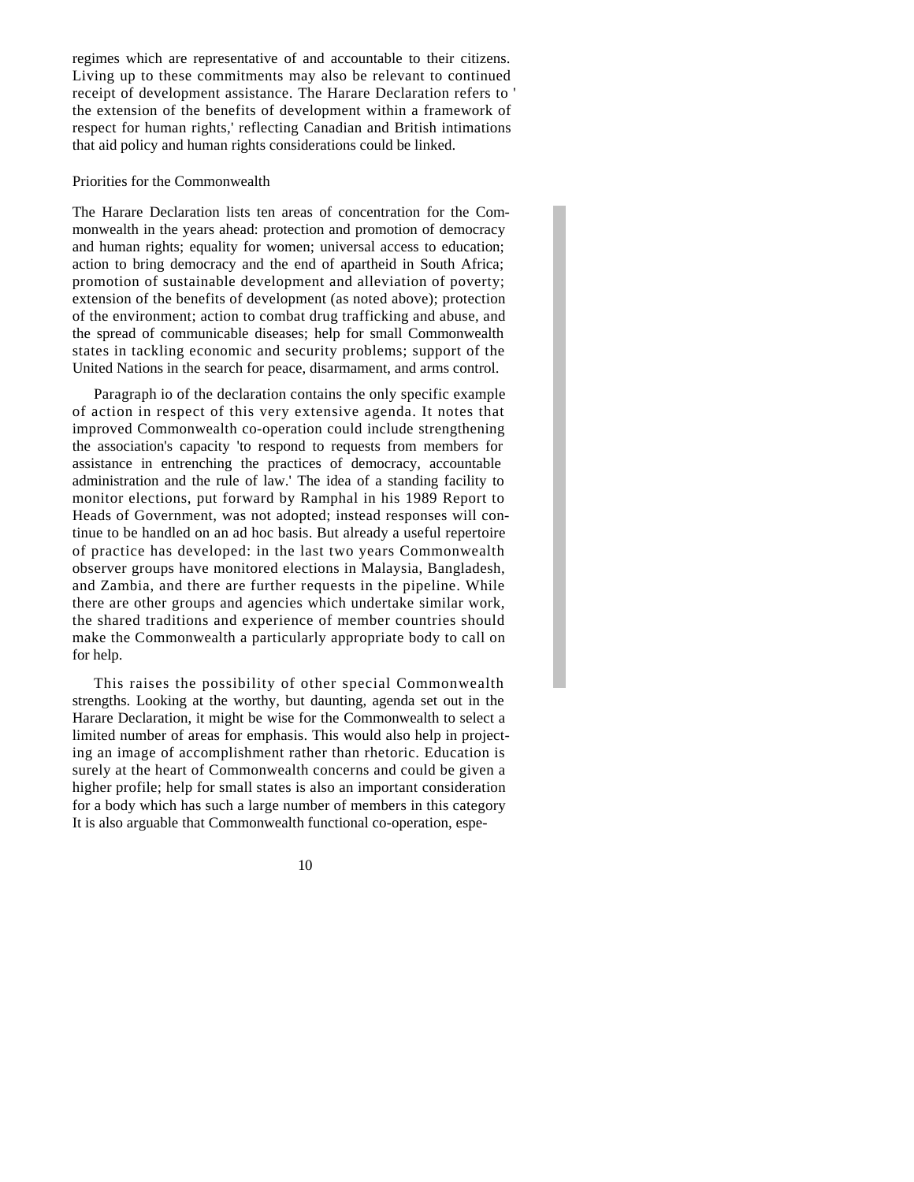regimes which are representative of and accountable to their citizens. Living up to these commitments may also be relevant to continued receipt of development assistance. The Harare Declaration refers to 'the extension of the benefits of development within a framework of respect for human rights,' reflecting Canadian and British intimations that aid policy and human rights considerations could be linked.

## Priorities for the Commonwealth

The Harare Declaration lists ten areas of concentration for the Commonwealth in the years ahead: protection and promotion of democracy and human rights; equality for women; universal access to education; action to bring democracy and the end of apartheid in South Africa; promotion of sustainable development and alleviation of poverty; extension of the benefits of development (as noted above); protection of the environment; action to combat drug trafficking and abuse, and the spread of communicable diseases; help for small Commonwealth states in tackling economic and security problems; support of the United Nations in the search for peace, disarmament, and arms control.

Paragraph io of the declaration contains the only specific example of action in respect of this very extensive agenda. It notes that improved Commonwealth co-operation could include strengthening the association's capacity 'to respond to requests from members for assistance in entrenching the practices of democracy, accountable administration and the rule of law.' The idea of a standing facility to monitor elections, put forward by Ramphal in his 1989 Report to Heads of Government, was not adopted; instead responses will continue to be handled on an ad hoc basis. But already a useful repertoire of practice has developed: in the last two years Commonwealth observer groups have monitored elections in Malaysia, Bangladesh, and Zambia, and there are further requests in the pipeline. While there are other groups and agencies which undertake similar work, the shared traditions and experience of member countries should make the Commonwealth a particularly appropriate body to call on for help.

This raises the possibility of other special Commonwealth strengths. Looking at the worthy, but daunting, agenda set out in the Harare Declaration, it might be wise for the Commonwealth to select a limited number of areas for emphasis. This would also help in projecting an image of accomplishment rather than rhetoric. Education is surely at the heart of Commonwealth concerns and could be given a higher profile; help for small states is also an important consideration for a body which has such a large number of members in this category It is also arguable that Commonwealth functional co-operation, espe-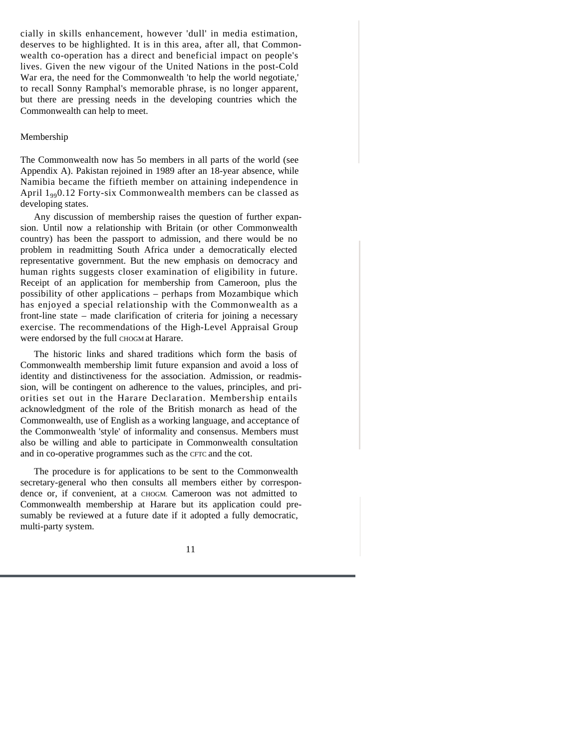cially in skills enhancement, however 'dull' in media estimation, deserves to be highlighted. It is in this area, after all, that Commonwealth co-operation has a direct and beneficial impact on people's lives. Given the new vigour of the United Nations in the post-Cold War era, the need for the Commonwealth 'to help the world negotiate,' to recall Sonny Ramphal's memorable phrase, is no longer apparent, but there are pressing needs in the developing countries which the Commonwealth can help to meet.

## Membership

The Commonwealth now has 5o members in all parts of the world (see Appendix A). Pakistan rejoined in 1989 after an 18-year absence, while Namibia became the fiftieth member on attaining independence in April 1990.[12] Forty-six Commonwealth members can be classed as developing states.

Any discussion of membership raises the question of further expansion. Until now a relationship with Britain (or other Commonwealth country) has been the passport to admission, and there would be no problem in readmitting South Africa under a democratically elected representative government. But the new emphasis on democracy and human rights suggests closer examination of eligibility in future. Receipt of an application for membership from Cameroon, plus the possibility of other applications – perhaps from Mozambique which has enjoyed a special relationship with the Commonwealth as a front-line state – made clarification of criteria for joining a necessary exercise. The recommendations of the High-Level Appraisal Group were endorsed by the full CHOGM at Harare.

The historic links and shared traditions which form the basis of Commonwealth membership limit future expansion and avoid a loss of identity and distinctiveness for the association. Admission, or readmission, will be contingent on adherence to the values, principles, and priorities set out in the Harare Declaration. Membership entails acknowledgment of the role of the British monarch as head of the Commonwealth, use of English as a working language, and acceptance of the Commonwealth 'style' of informality and consensus. Members must also be willing and able to participate in Commonwealth consultation and in co-operative programmes such as the CFTC and the COL.

The procedure is for applications to be sent to the Commonwealth secretary-general who then consults all members either by correspondence or, if convenient, at a CHOGM. Cameroon was not admitted to Commonwealth membership at Harare but its application could presumably be reviewed at a future date if it adopted a fully democratic, multi-party system.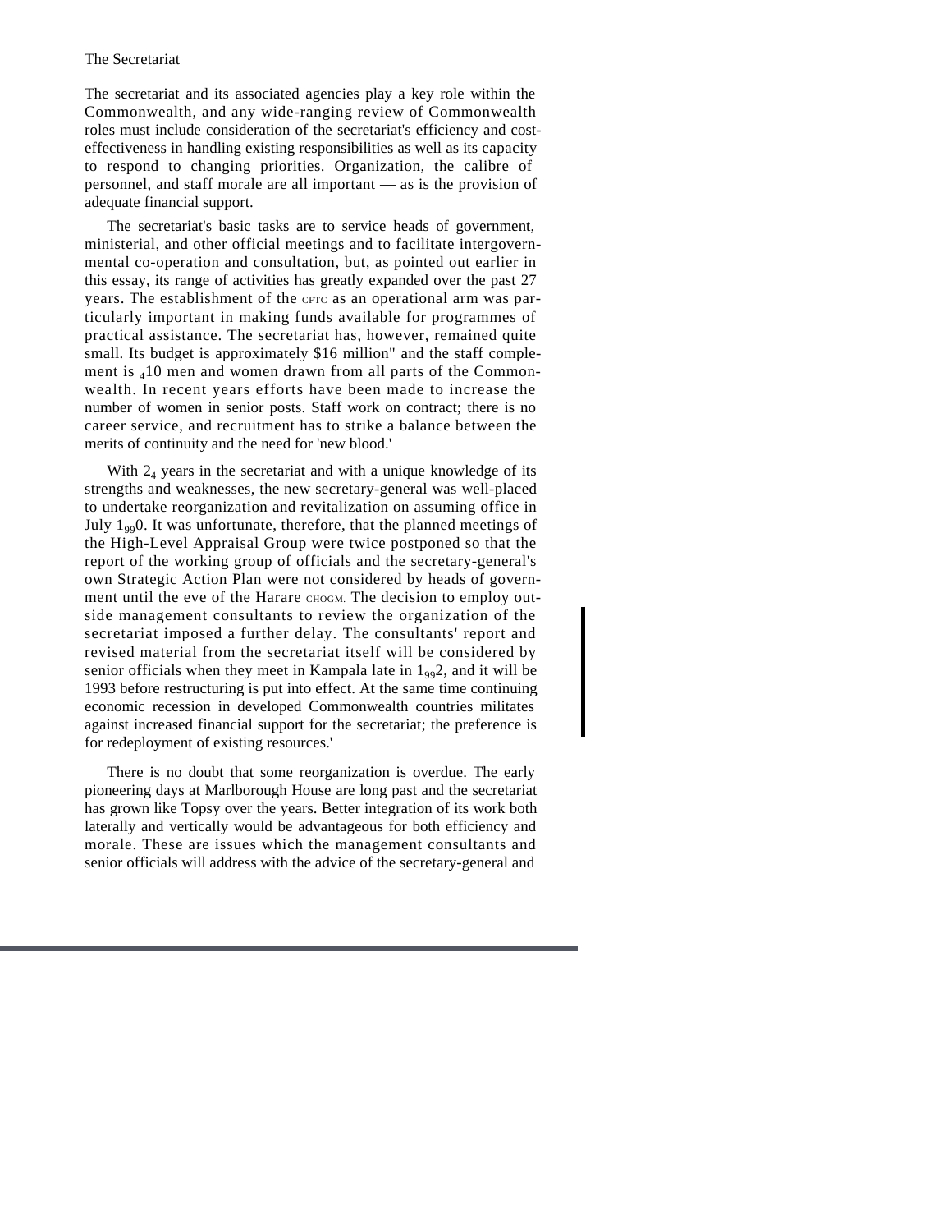The Secretariat

The secretariat and its associated agencies play a key role within the Commonwealth, and any wide-ranging review of Commonwealth roles must include consideration of the secretariat's efficiency and cost-effectiveness in handling existing responsibilities as well as its capacity to respond to changing priorities. Organization, the calibre of personnel, and staff morale are all important — as is the provision of adequate financial support.

The secretariat's basic tasks are to service heads of government, ministerial, and other official meetings and to facilitate intergovernmental co-operation and consultation, but, as pointed out earlier in this essay, its range of activities has greatly expanded over the past 27 years. The establishment of the CFTC as an operational arm was particularly important in making funds available for programmes of practical assistance. The secretariat has, however, remained quite small. Its budget is approximately $16 million" and the staff complement is 410 men and women drawn from all parts of the Commonwealth. In recent years efforts have been made to increase the number of women in senior posts. Staff work on contract; there is no career service, and recruitment has to strike a balance between the merits of continuity and the need for 'new blood.'

With 24 years in the secretariat and with a unique knowledge of its strengths and weaknesses, the new secretary-general was well-placed to undertake reorganization and revitalization on assuming office in July 1990. It was unfortunate, therefore, that the planned meetings of the High-Level Appraisal Group were twice postponed so that the report of the working group of officials and the secretary-general's own Strategic Action Plan were not considered by heads of government until the eve of the Harare CHOGM. The decision to employ outside management consultants to review the organization of the secretariat imposed a further delay. The consultants' report and revised material from the secretariat itself will be considered by senior officials when they meet in Kampala late in 1992, and it will be 1993 before restructuring is put into effect. At the same time continuing economic recession in developed Commonwealth countries militates against increased financial support for the secretariat; the preference is for redeployment of existing resources.'

There is no doubt that some reorganization is overdue. The early pioneering days at Marlborough House are long past and the secretariat has grown like Topsy over the years. Better integration of its work both laterally and vertically would be advantageous for both efficiency and morale. These are issues which the management consultants and senior officials will address with the advice of the secretary-general and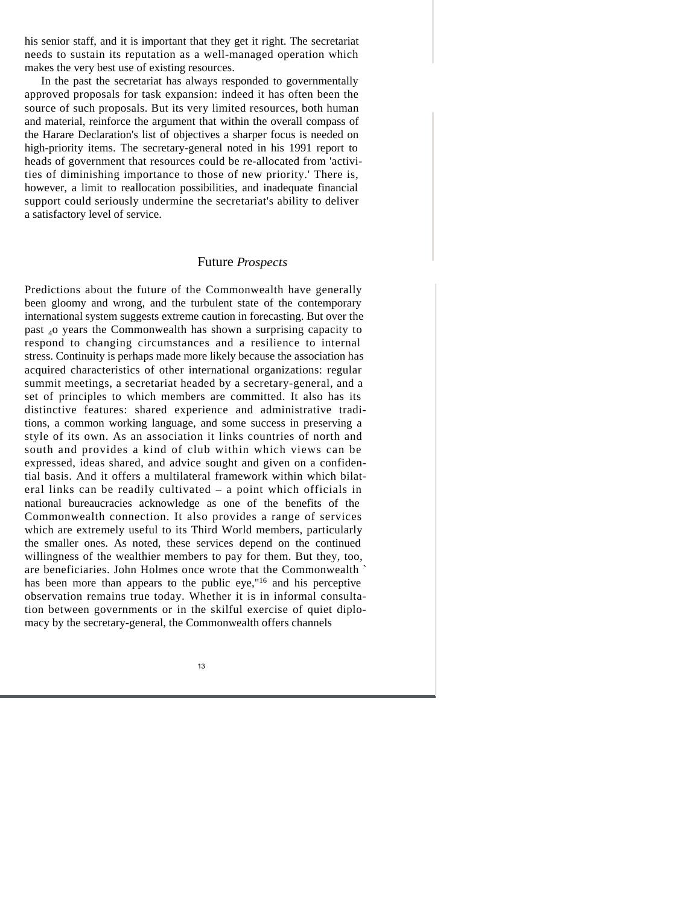his senior staff, and it is important that they get it right. The secretariat needs to sustain its reputation as a well-managed operation which makes the very best use of existing resources.

In the past the secretariat has always responded to governmentally approved proposals for task expansion: indeed it has often been the source of such proposals. But its very limited resources, both human and material, reinforce the argument that within the overall compass of the Harare Declaration's list of objectives a sharper focus is needed on high-priority items. The secretary-general noted in his 1991 report to heads of government that resources could be re-allocated from 'activities of diminishing importance to those of new priority.' There is, however, a limit to reallocation possibilities, and inadequate financial support could seriously undermine the secretariat's ability to deliver a satisfactory level of service.

## Future *Prospects*

Predictions about the future of the Commonwealth have generally been gloomy and wrong, and the turbulent state of the contemporary international system suggests extreme caution in forecasting. But over the past 40 years the Commonwealth has shown a surprising capacity to respond to changing circumstances and a resilience to internal stress. Continuity is perhaps made more likely because the association has acquired characteristics of other international organizations: regular summit meetings, a secretariat headed by a secretary-general, and a set of principles to which members are committed. It also has its distinctive features: shared experience and administrative traditions, a common working language, and some success in preserving a style of its own. As an association it links countries of north and south and provides a kind of club within which views can be expressed, ideas shared, and advice sought and given on a confidential basis. And it offers a multilateral framework within which bilateral links can be readily cultivated – a point which officials in national bureaucracies acknowledge as one of the benefits of the Commonwealth connection. It also provides a range of services which are extremely useful to its Third World members, particularly the smaller ones. As noted, these services depend on the continued willingness of the wealthier members to pay for them. But they, too, are beneficiaries. John Holmes once wrote that the Commonwealth "has been more than appears to the public eye,"[16] and his perceptive observation remains true today. Whether it is in informal consultation between governments or in the skilful exercise of quiet diplomacy by the secretary-general, the Commonwealth offers channels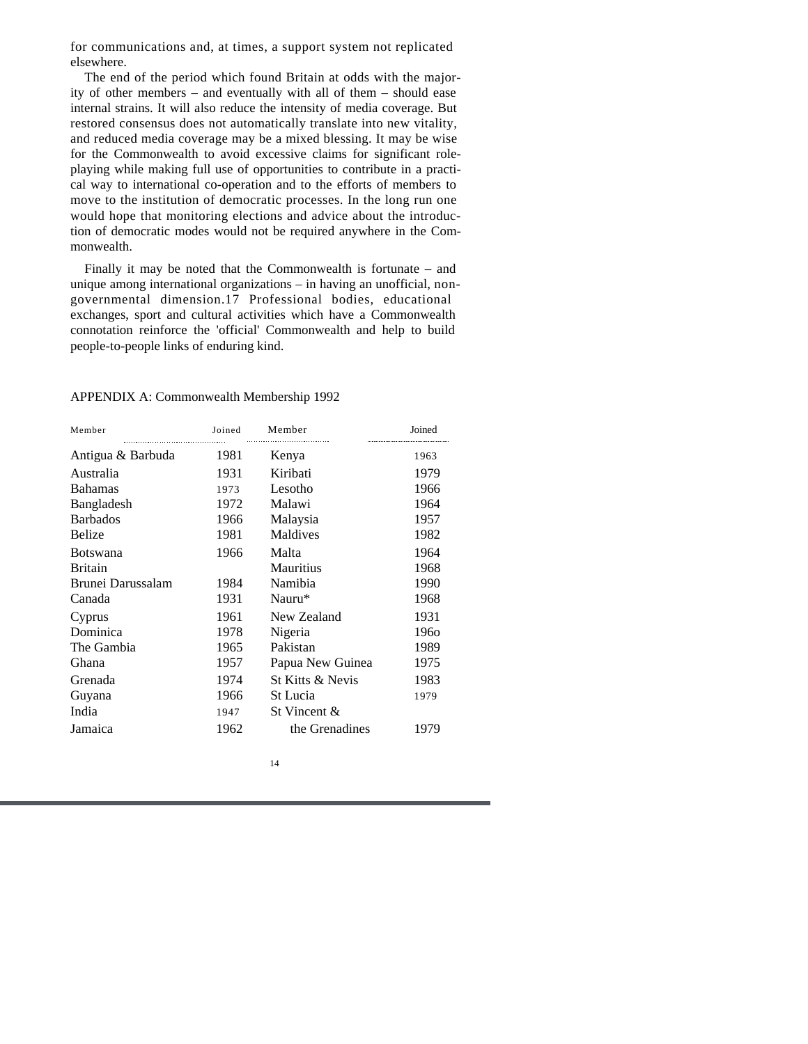for communications and, at times, a support system not replicated elsewhere.

The end of the period which found Britain at odds with the majority of other members – and eventually with all of them – should ease internal strains. It will also reduce the intensity of media coverage. But restored consensus does not automatically translate into new vitality, and reduced media coverage may be a mixed blessing. It may be wise for the Commonwealth to avoid excessive claims for significant role-playing while making full use of opportunities to contribute in a practical way to international co-operation and to the efforts of members to move to the institution of democratic processes. In the long run one would hope that monitoring elections and advice about the introduction of democratic modes would not be required anywhere in the Commonwealth.

Finally it may be noted that the Commonwealth is fortunate – and unique among international organizations – in having an unofficial, non-governmental dimension.17 Professional bodies, educational exchanges, sport and cultural activities which have a Commonwealth connotation reinforce the 'official' Commonwealth and help to build people-to-people links of enduring kind.

## APPENDIX A: Commonwealth Membership 1992

| Member | Joined | Member | Joined |
|---|---|---|---|
| Antigua & Barbuda | 1981 | Kenya | 1963 |
| Australia | 1931 | Kiribati | 1979 |
| Bahamas | 1973 | Lesotho | 1966 |
| Bangladesh | 1972 | Malawi | 1964 |
| Barbados | 1966 | Malaysia | 1957 |
| Belize | 1981 | Maldives | 1982 |
| Botswana | 1966 | Malta | 1964 |
| Britain | | Mauritius | 1968 |
| Brunei Darussalam | 1984 | Namibia | 1990 |
| Canada | 1931 | Nauru* | 1968 |
| Cyprus | 1961 | New Zealand | 1931 |
| Dominica | 1978 | Nigeria | 1960 |
| The Gambia | 1965 | Pakistan | 1989 |
| Ghana | 1957 | Papua New Guinea | 1975 |
| Grenada | 1974 | St Kitts & Nevis | 1983 |
| Guyana | 1966 | St Lucia | 1979 |
| India | 1947 | St Vincent & the Grenadines | 1979 |
| Jamaica | 1962 | | |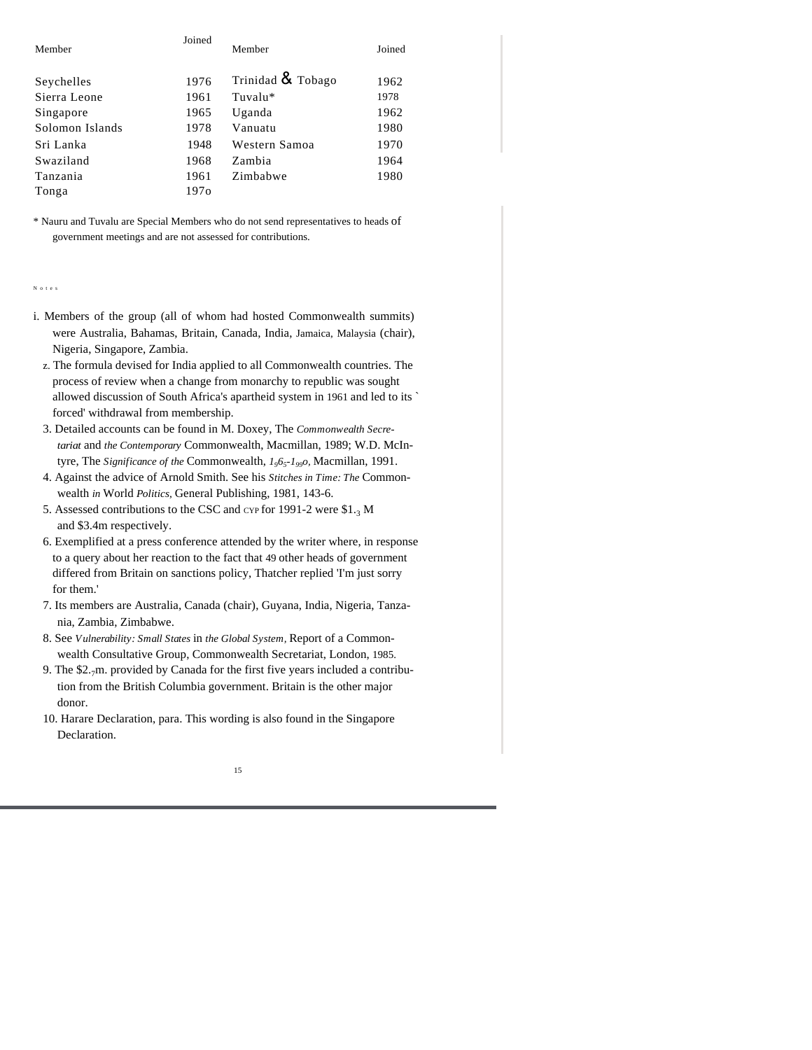| Member | Joined | Member | Joined |
|---|---|---|---|
| Seychelles | 1976 | Trinidad & Tobago | 1962 |
| Sierra Leone | 1961 | Tuvalu* | 1978 |
| Singapore | 1965 | Uganda | 1962 |
| Solomon Islands | 1978 | Vanuatu | 1980 |
| Sri Lanka | 1948 | Western Samoa | 1970 |
| Swaziland | 1968 | Zambia | 1964 |
| Tanzania | 1961 | Zimbabwe | 1980 |
| Tonga | 1970 | | |

\* Nauru and Tuvalu are Special Members who do not send representatives to heads of government meetings and are not assessed for contributions.

Notes

1. Members of the group (all of whom had hosted Commonwealth summits) were Australia, Bahamas, Britain, Canada, India, Jamaica, Malaysia (chair), Nigeria, Singapore, Zambia.
2. The formula devised for India applied to all Commonwealth countries. The process of review when a change from monarchy to republic was sought allowed discussion of South Africa's apartheid system in 1961 and led to its `forced' withdrawal from membership.
3. Detailed accounts can be found in M. Doxey, The *Commonwealth Secretariat* and *the Contemporary* Commonwealth, Macmillan, 1989; W.D. McIntyre, The *Significance of the* Commonwealth, *1965-1990*, Macmillan, 1991.
4. Against the advice of Arnold Smith. See his *Stitches in Time: The* Commonwealth *in* World *Politics*, General Publishing, 1981, 143-6.
5. Assessed contributions to the CSC and CYP for 1991-2 were $1.3 M and $3.4m respectively.
6. Exemplified at a press conference attended by the writer where, in response to a query about her reaction to the fact that 49 other heads of government differed from Britain on sanctions policy, Thatcher replied 'I'm just sorry for them.'
7. Its members are Australia, Canada (chair), Guyana, India, Nigeria, Tanzania, Zambia, Zimbabwe.
8. See *Vulnerability: Small States* in *the Global System*, Report of a Commonwealth Consultative Group, Commonwealth Secretariat, London, 1985.
9. The $2.7m. provided by Canada for the first five years included a contribution from the British Columbia government. Britain is the other major donor.
10. Harare Declaration, para. This wording is also found in the Singapore Declaration.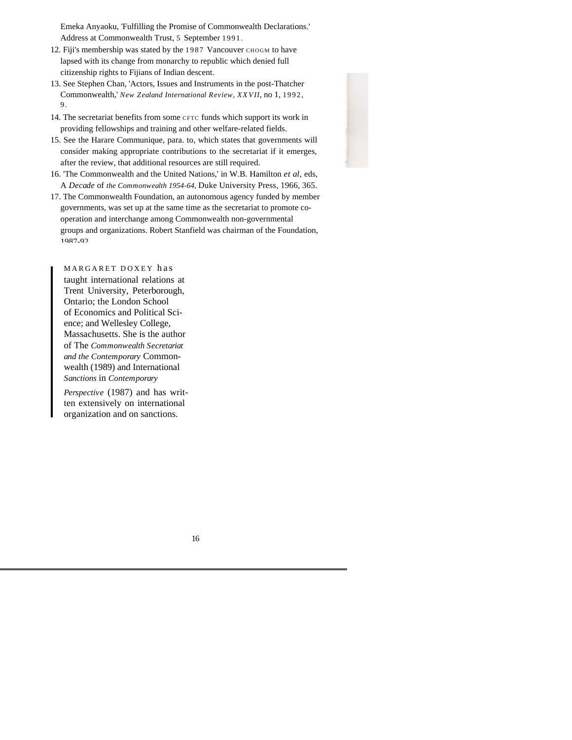Emeka Anyaoku, 'Fulfilling the Promise of Commonwealth Declarations.' Address at Commonwealth Trust, 5 September 1991.

12. Fiji's membership was stated by the 1987 Vancouver CHOGM to have lapsed with its change from monarchy to republic which denied full citizenship rights to Fijians of Indian descent.
13. See Stephen Chan, 'Actors, Issues and Instruments in the post-Thatcher Commonwealth,' *New Zealand International Review, XXVII*, no 1, 1992, 9.
14. The secretariat benefits from some CFTC funds which support its work in providing fellowships and training and other welfare-related fields.
15. See the Harare Communique, para. to, which states that governments will consider making appropriate contributions to the secretariat if it emerges, after the review, that additional resources are still required.
16. 'The Commonwealth and the United Nations,' in W.B. Hamilton *et al*, eds, A *Decade* of *the Commonwealth 1954-64,* Duke University Press, 1966, 365.
17. The Commonwealth Foundation, an autonomous agency funded by member governments, was set up at the same time as the secretariat to promote co-operation and interchange among Commonwealth non-governmental groups and organizations. Robert Stanfield was chairman of the Foundation, 1987-92.

MARGARET DOXEY has taught international relations at Trent University, Peterborough, Ontario; the London School of Economics and Political Science; and Wellesley College, Massachusetts. She is the author of The *Commonwealth Secretariat and the Contemporary* Commonwealth (1989) and International *Sanctions* in *Contemporary Perspective* (1987) and has written extensively on international organization and on sanctions.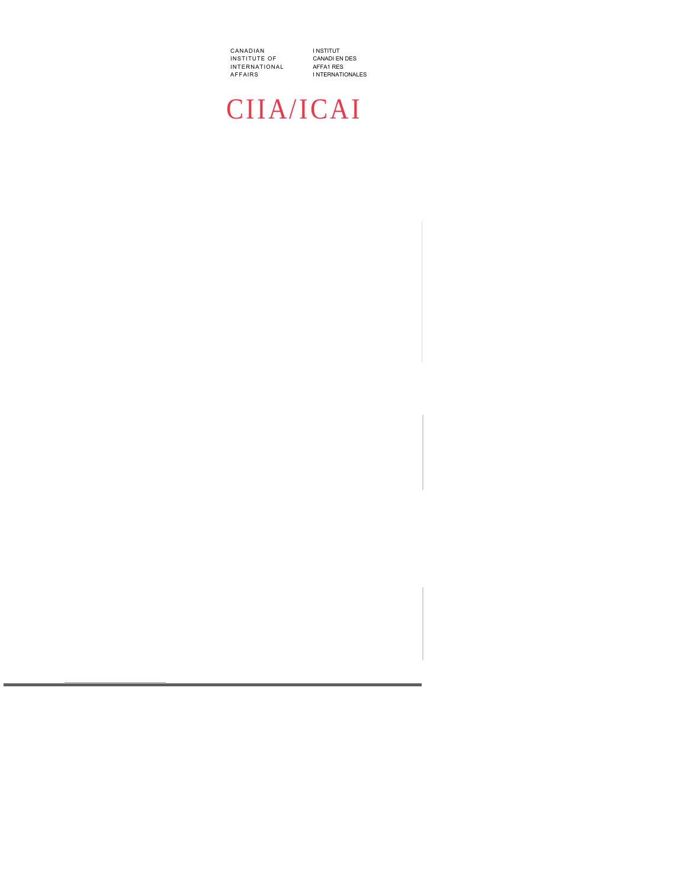CANADIAN
INSTITUTE OF
INTERNATIONAL
AFFAIRS

INSTITUT
CANADIEN DES
AFFAIRES
INTERNATIONALES

CIIA/ICAI